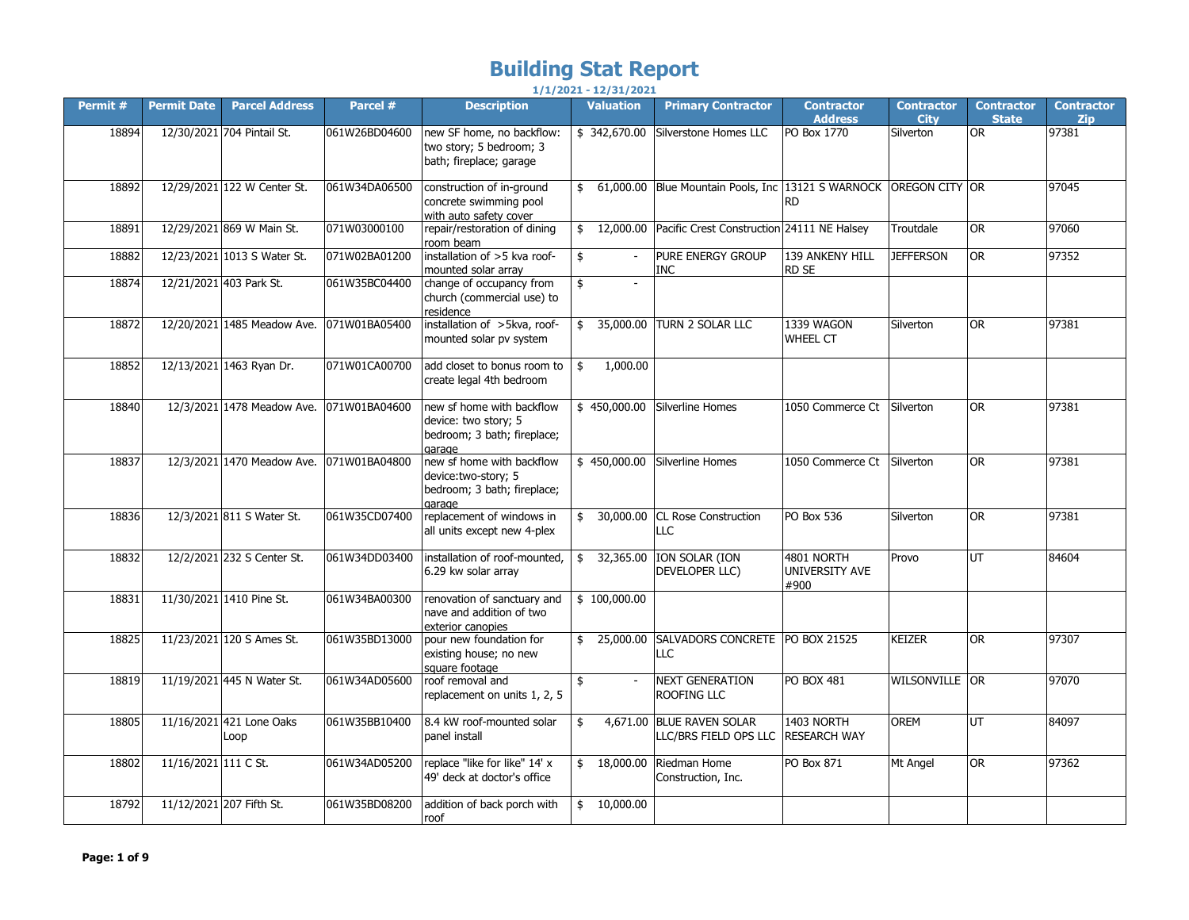# Building Stat Report

**1/1/2021 - 12/31/2021**

| Permit # | Permit Date | Parcel Address | Parcel # | Description | Valuation | Primary Contractor | Contractor Address | Contractor City | Contractor State | Contractor Zip |
|---|---|---|---|---|---|---|---|---|---|---|
| 18894 | 12/30/2021 | 704 Pintail St. | 061W26BD04600 | new SF home, no backflow: two story; 5 bedroom; 3 bath; fireplace; garage | $ 342,670.00 | Silverstone Homes LLC | PO Box 1770 | Silverton | OR | 97381 |
| 18892 | 12/29/2021 | 122 W Center St. | 061W34DA06500 | construction of in-ground concrete swimming pool with auto safety cover | $ 61,000.00 | Blue Mountain Pools, Inc | 13121 S WARNOCK RD | OREGON CITY | OR | 97045 |
| 18891 | 12/29/2021 | 869 W Main St. | 071W03000100 | repair/restoration of dining room beam | $ 12,000.00 | Pacific Crest Construction | 24111 NE Halsey | Troutdale | OR | 97060 |
| 18882 | 12/23/2021 | 1013 S Water St. | 071W02BA01200 | installation of >5 kva roof-mounted solar array | $ - | PURE ENERGY GROUP INC | 139 ANKENY HILL RD SE | JEFFERSON | OR | 97352 |
| 18874 | 12/21/2021 | 403 Park St. | 061W35BC04400 | change of occupancy from church (commercial use) to residence | $ - | | | | | |
| 18872 | 12/20/2021 | 1485 Meadow Ave. | 071W01BA05400 | installation of >5kva, roof-mounted solar pv system | $ 35,000.00 | TURN 2 SOLAR LLC | 1339 WAGON WHEEL CT | Silverton | OR | 97381 |
| 18852 | 12/13/2021 | 1463 Ryan Dr. | 071W01CA00700 | add closet to bonus room to create legal 4th bedroom | $ 1,000.00 | | | | | |
| 18840 | 12/3/2021 | 1478 Meadow Ave. | 071W01BA04600 | new sf home with backflow device: two story; 5 bedroom; 3 bath; fireplace; garage | $ 450,000.00 | Silverline Homes | 1050 Commerce Ct | Silverton | OR | 97381 |
| 18837 | 12/3/2021 | 1470 Meadow Ave. | 071W01BA04800 | new sf home with backflow device:two-story; 5 bedroom; 3 bath; fireplace; garage | $ 450,000.00 | Silverline Homes | 1050 Commerce Ct | Silverton | OR | 97381 |
| 18836 | 12/3/2021 | 811 S Water St. | 061W35CD07400 | replacement of windows in all units except new 4-plex | $ 30,000.00 | CL Rose Construction LLC | PO Box 536 | Silverton | OR | 97381 |
| 18832 | 12/2/2021 | 232 S Center St. | 061W34DD03400 | installation of roof-mounted, 6.29 kw solar array | $ 32,365.00 | ION SOLAR (ION DEVELOPER LLC) | 4801 NORTH UNIVERSITY AVE #900 | Provo | UT | 84604 |
| 18831 | 11/30/2021 | 1410 Pine St. | 061W34BA00300 | renovation of sanctuary and nave and addition of two exterior canopies | $ 100,000.00 | | | | | |
| 18825 | 11/23/2021 | 120 S Ames St. | 061W35BD13000 | pour new foundation for existing house; no new square footage | $ 25,000.00 | SALVADORS CONCRETE LLC | PO BOX 21525 | KEIZER | OR | 97307 |
| 18819 | 11/19/2021 | 445 N Water St. | 061W34AD05600 | roof removal and replacement on units 1, 2, 5 | $ - | NEXT GENERATION ROOFING LLC | PO BOX 481 | WILSONVILLE | OR | 97070 |
| 18805 | 11/16/2021 | 421 Lone Oaks Loop | 061W35BB10400 | 8.4 kW roof-mounted solar panel install | $ 4,671.00 | BLUE RAVEN SOLAR LLC/BRS FIELD OPS LLC | 1403 NORTH RESEARCH WAY | OREM | UT | 84097 |
| 18802 | 11/16/2021 | 111 C St. | 061W34AD05200 | replace "like for like" 14' x 49' deck at doctor's office | $ 18,000.00 | Riedman Home Construction, Inc. | PO Box 871 | Mt Angel | OR | 97362 |
| 18792 | 11/12/2021 | 207 Fifth St. | 061W35BD08200 | addition of back porch with roof | $ 10,000.00 | | | | | |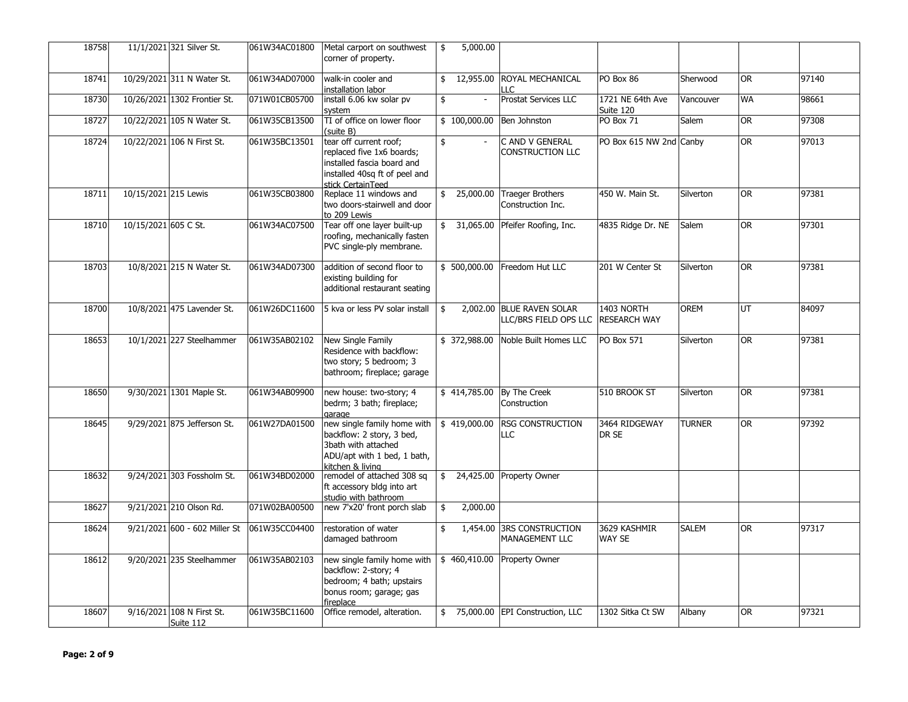| | | | | | | | | | | |
|---|---|---|---|---|---|---|---|---|---|---|
| 18758 | 11/1/2021 | 321 Silver St. | 061W34AC01800 | Metal carport on southwest corner of property. | $ 5,000.00 | | | | | |
| 18741 | 10/29/2021 | 311 N Water St. | 061W34AD07000 | walk-in cooler and installation labor | $ 12,955.00 | ROYAL MECHANICAL LLC | PO Box 86 | Sherwood | OR | 97140 |
| 18730 | 10/26/2021 | 1302 Frontier St. | 071W01CB05700 | install 6.06 kw solar pv system | $ - | Prostat Services LLC | 1721 NE 64th Ave Suite 120 | Vancouver | WA | 98661 |
| 18727 | 10/22/2021 | 105 N Water St. | 061W35CB13500 | TI of office on lower floor (suite B) | $ 100,000.00 | Ben Johnston | PO Box 71 | Salem | OR | 97308 |
| 18724 | 10/22/2021 | 106 N First St. | 061W35BC13501 | tear off current roof; replaced five 1x6 boards; installed fascia board and installed 40sq ft of peel and stick CertainTeed | $ - | C AND V GENERAL CONSTRUCTION LLC | PO Box 615 NW 2nd | Canby | OR | 97013 |
| 18711 | 10/15/2021 | 215 Lewis | 061W35CB03800 | Replace 11 windows and two doors-stairwell and door to 209 Lewis | $ 25,000.00 | Traeger Brothers Construction Inc. | 450 W. Main St. | Silverton | OR | 97381 |
| 18710 | 10/15/2021 | 605 C St. | 061W34AC07500 | Tear off one layer built-up roofing, mechanically fasten PVC single-ply membrane. | $ 31,065.00 | Pfeifer Roofing, Inc. | 4835 Ridge Dr. NE | Salem | OR | 97301 |
| 18703 | 10/8/2021 | 215 N Water St. | 061W34AD07300 | addition of second floor to existing building for additional restaurant seating | $ 500,000.00 | Freedom Hut LLC | 201 W Center St | Silverton | OR | 97381 |
| 18700 | 10/8/2021 | 475 Lavender St. | 061W26DC11600 | 5 kva or less PV solar install | $ 2,002.00 | BLUE RAVEN SOLAR LLC/BRS FIELD OPS LLC | 1403 NORTH RESEARCH WAY | OREM | UT | 84097 |
| 18653 | 10/1/2021 | 227 Steelhammer | 061W35AB02102 | New Single Family Residence with backflow: two story; 5 bedroom; 3 bathroom; fireplace; garage | $ 372,988.00 | Noble Built Homes LLC | PO Box 571 | Silverton | OR | 97381 |
| 18650 | 9/30/2021 | 1301 Maple St. | 061W34AB09900 | new house: two-story; 4 bedrm; 3 bath; fireplace; garage | $ 414,785.00 | By The Creek Construction | 510 BROOK ST | Silverton | OR | 97381 |
| 18645 | 9/29/2021 | 875 Jefferson St. | 061W27DA01500 | new single family home with backflow: 2 story, 3 bed, 3bath with attached ADU/apt with 1 bed, 1 bath, kitchen & living | $ 419,000.00 | RSG CONSTRUCTION LLC | 3464 RIDGEWAY DR SE | TURNER | OR | 97392 |
| 18632 | 9/24/2021 | 303 Fossholm St. | 061W34BD02000 | remodel of attached 308 sq ft accessory bldg into art studio with bathroom | $ 24,425.00 | Property Owner | | | | |
| 18627 | 9/21/2021 | 210 Olson Rd. | 071W02BA00500 | new 7'x20' front porch slab | $ 2,000.00 | | | | | |
| 18624 | 9/21/2021 | 600 - 602 Miller St | 061W35CC04400 | restoration of water damaged bathroom | $ 1,454.00 | 3RS CONSTRUCTION MANAGEMENT LLC | 3629 KASHMIR WAY SE | SALEM | OR | 97317 |
| 18612 | 9/20/2021 | 235 Steelhammer | 061W35AB02103 | new single family home with backflow: 2-story; 4 bedroom; 4 bath; upstairs bonus room; garage; gas fireplace | $ 460,410.00 | Property Owner | | | | |
| 18607 | 9/16/2021 | 108 N First St. Suite 112 | 061W35BC11600 | Office remodel, alteration. | $ 75,000.00 | EPI Construction, LLC | 1302 Sitka Ct SW | Albany | OR | 97321 |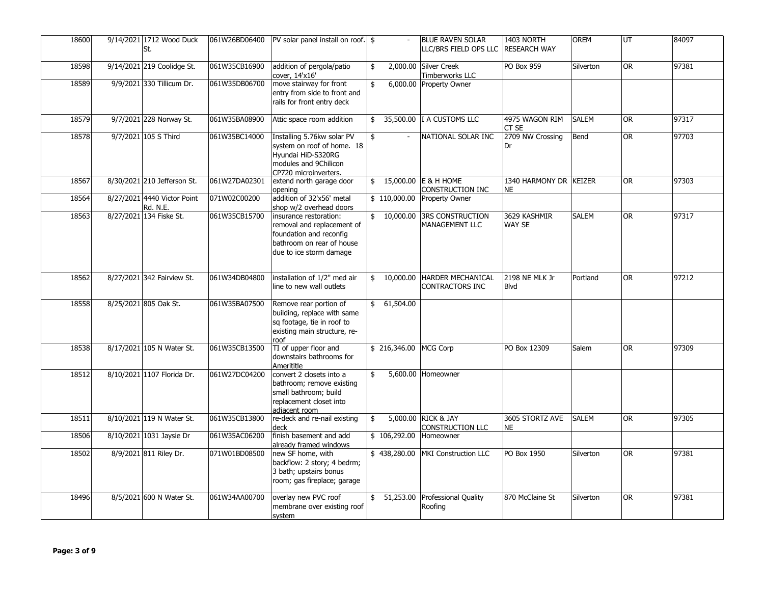| | | | | | | | | | |
|---|---|---|---|---|---|---|---|---|---|
| 18600 | 9/14/2021 | 1712 Wood Duck St. | 061W26BD06400 | PV solar panel install on roof. | $ - | BLUE RAVEN SOLAR LLC/BRS FIELD OPS LLC | 1403 NORTH RESEARCH WAY | OREM | UT | 84097 |
| 18598 | 9/14/2021 | 219 Coolidge St. | 061W35CB16900 | addition of pergola/patio cover, 14'x16' | $ 2,000.00 | Silver Creek Timberworks LLC | PO Box 959 | Silverton | OR | 97381 |
| 18589 | 9/9/2021 | 330 Tillicum Dr. | 061W35DB06700 | move stairway for front entry from side to front and rails for front entry deck | $ 6,000.00 | Property Owner | | | | |
| 18579 | 9/7/2021 | 228 Norway St. | 061W35BA08900 | Attic space room addition | $ 35,500.00 | I A CUSTOMS LLC | 4975 WAGON RIM CT SE | SALEM | OR | 97317 |
| 18578 | 9/7/2021 | 105 S Third | 061W35BC14000 | Installing 5.76kw solar PV system on roof of home. 18 Hyundai HiD-S320RG modules and 9Chilicon CP720 microinverters. | $ - | NATIONAL SOLAR INC | 2709 NW Crossing Dr | Bend | OR | 97703 |
| 18567 | 8/30/2021 | 210 Jefferson St. | 061W27DA02301 | extend north garage door opening | $ 15,000.00 | E & H HOME CONSTRUCTION INC | 1340 HARMONY DR NE | KEIZER | OR | 97303 |
| 18564 | 8/27/2021 | 4440 Victor Point Rd. N.E. | 071W02C00200 | addition of 32'x56' metal shop w/2 overhead doors | $ 110,000.00 | Property Owner | | | | |
| 18563 | 8/27/2021 | 134 Fiske St. | 061W35CB15700 | insurance restoration: removal and replacement of foundation and reconfig bathroom on rear of house due to ice storm damage | $ 10,000.00 | 3RS CONSTRUCTION MANAGEMENT LLC | 3629 KASHMIR WAY SE | SALEM | OR | 97317 |
| 18562 | 8/27/2021 | 342 Fairview St. | 061W34DB04800 | installation of 1/2" med air line to new wall outlets | $ 10,000.00 | HARDER MECHANICAL CONTRACTORS INC | 2198 NE MLK Jr Blvd | Portland | OR | 97212 |
| 18558 | 8/25/2021 | 805 Oak St. | 061W35BA07500 | Remove rear portion of building, replace with same sq footage, tie in roof to existing main structure, re-roof | $ 61,504.00 | | | | | |
| 18538 | 8/17/2021 | 105 N Water St. | 061W35CB13500 | TI of upper floor and downstairs bathrooms for Ameritite | $ 216,346.00 | MCG Corp | PO Box 12309 | Salem | OR | 97309 |
| 18512 | 8/10/2021 | 1107 Florida Dr. | 061W27DC04200 | convert 2 closets into a bathroom; remove existing small bathroom; build replacement closet into adjacent room | $ 5,600.00 | Homeowner | | | | |
| 18511 | 8/10/2021 | 119 N Water St. | 061W35CB13800 | re-deck and re-nail existing deck | $ 5,000.00 | RICK & JAY CONSTRUCTION LLC | 3605 STORTZ AVE NE | SALEM | OR | 97305 |
| 18506 | 8/10/2021 | 1031 Jaysie Dr | 061W35AC06200 | finish basement and add already framed windows | $ 106,292.00 | Homeowner | | | | |
| 18502 | 8/9/2021 | 811 Riley Dr. | 071W01BD08500 | new SF home, with backflow: 2 story; 4 bedrm; 3 bath; upstairs bonus room; gas fireplace; garage | $ 438,280.00 | MKI Construction LLC | PO Box 1950 | Silverton | OR | 97381 |
| 18496 | 8/5/2021 | 600 N Water St. | 061W34AA00700 | overlay new PVC roof membrane over existing roof system | $ 51,253.00 | Professional Quality Roofing | 870 McClaine St | Silverton | OR | 97381 |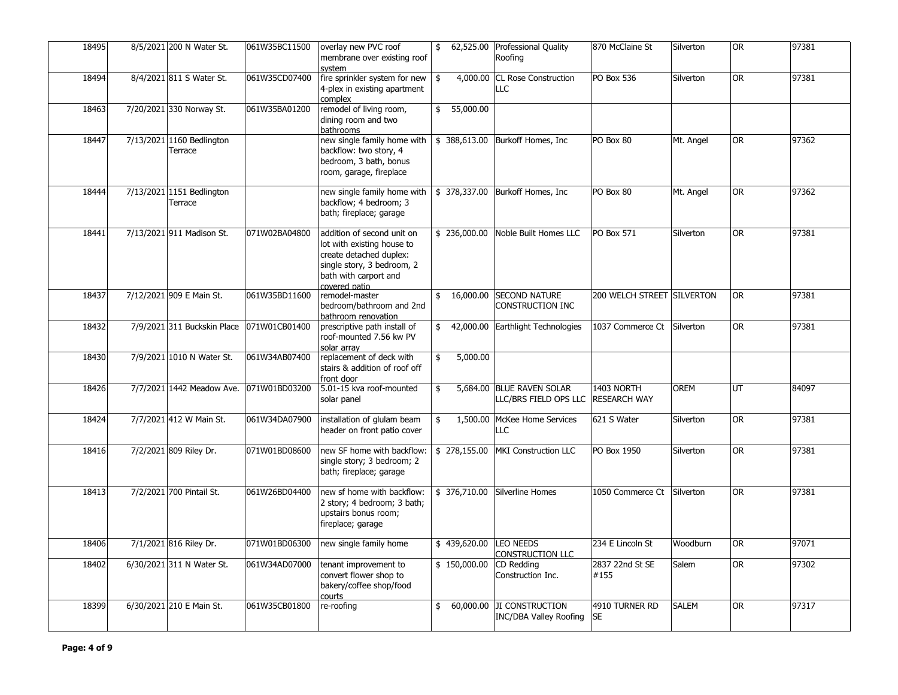| | | | | | | | | | |
|---|---|---|---|---|---|---|---|---|---|
| 18495 | 8/5/2021 | 200 N Water St. | 061W35BC11500 | overlay new PVC roof membrane over existing roof system | $ 62,525.00 | Professional Quality Roofing | 870 McClaine St | Silverton | OR | 97381 |
| 18494 | 8/4/2021 | 811 S Water St. | 061W35CD07400 | fire sprinkler system for new 4-plex in existing apartment complex | $ 4,000.00 | CL Rose Construction LLC | PO Box 536 | Silverton | OR | 97381 |
| 18463 | 7/20/2021 | 330 Norway St. | 061W35BA01200 | remodel of living room, dining room and two bathrooms | $ 55,000.00 | | | | | |
| 18447 | 7/13/2021 | 1160 Bedlington Terrace | | new single family home with backflow: two story, 4 bedroom, 3 bath, bonus room, garage, fireplace | $ 388,613.00 | Burkoff Homes, Inc | PO Box 80 | Mt. Angel | OR | 97362 |
| 18444 | 7/13/2021 | 1151 Bedlington Terrace | | new single family home with backflow; 4 bedroom; 3 bath; fireplace; garage | $ 378,337.00 | Burkoff Homes, Inc | PO Box 80 | Mt. Angel | OR | 97362 |
| 18441 | 7/13/2021 | 911 Madison St. | 071W02BA04800 | addition of second unit on lot with existing house to create detached duplex: single story, 3 bedroom, 2 bath with carport and covered patio | $ 236,000.00 | Noble Built Homes LLC | PO Box 571 | Silverton | OR | 97381 |
| 18437 | 7/12/2021 | 909 E Main St. | 061W35BD11600 | remodel-master bedroom/bathroom and 2nd bathroom renovation | $ 16,000.00 | SECOND NATURE CONSTRUCTION INC | 200 WELCH STREET | SILVERTON | OR | 97381 |
| 18432 | 7/9/2021 | 311 Buckskin Place | 071W01CB01400 | prescriptive path install of roof-mounted 7.56 kw PV solar array | $ 42,000.00 | Earthlight Technologies | 1037 Commerce Ct | Silverton | OR | 97381 |
| 18430 | 7/9/2021 | 1010 N Water St. | 061W34AB07400 | replacement of deck with stairs & addition of roof off front door | $ 5,000.00 | | | | | |
| 18426 | 7/7/2021 | 1442 Meadow Ave. | 071W01BD03200 | 5.01-15 kva roof-mounted solar panel | $ 5,684.00 | BLUE RAVEN SOLAR LLC/BRS FIELD OPS LLC | 1403 NORTH RESEARCH WAY | OREM | UT | 84097 |
| 18424 | 7/7/2021 | 412 W Main St. | 061W34DA07900 | installation of glulam beam header on front patio cover | $ 1,500.00 | McKee Home Services LLC | 621 S Water | Silverton | OR | 97381 |
| 18416 | 7/2/2021 | 809 Riley Dr. | 071W01BD08600 | new SF home with backflow: single story; 3 bedroom; 2 bath; fireplace; garage | $ 278,155.00 | MKI Construction LLC | PO Box 1950 | Silverton | OR | 97381 |
| 18413 | 7/2/2021 | 700 Pintail St. | 061W26BD04400 | new sf home with backflow: 2 story; 4 bedroom; 3 bath; upstairs bonus room; fireplace; garage | $ 376,710.00 | Silverline Homes | 1050 Commerce Ct | Silverton | OR | 97381 |
| 18406 | 7/1/2021 | 816 Riley Dr. | 071W01BD06300 | new single family home | $ 439,620.00 | LEO NEEDS CONSTRUCTION LLC | 234 E Lincoln St | Woodburn | OR | 97071 |
| 18402 | 6/30/2021 | 311 N Water St. | 061W34AD07000 | tenant improvement to convert flower shop to bakery/coffee shop/food courts | $ 150,000.00 | CD Redding Construction Inc. | 2837 22nd St SE #155 | Salem | OR | 97302 |
| 18399 | 6/30/2021 | 210 E Main St. | 061W35CB01800 | re-roofing | $ 60,000.00 | JI CONSTRUCTION INC/DBA Valley Roofing | 4910 TURNER RD SE | SALEM | OR | 97317 |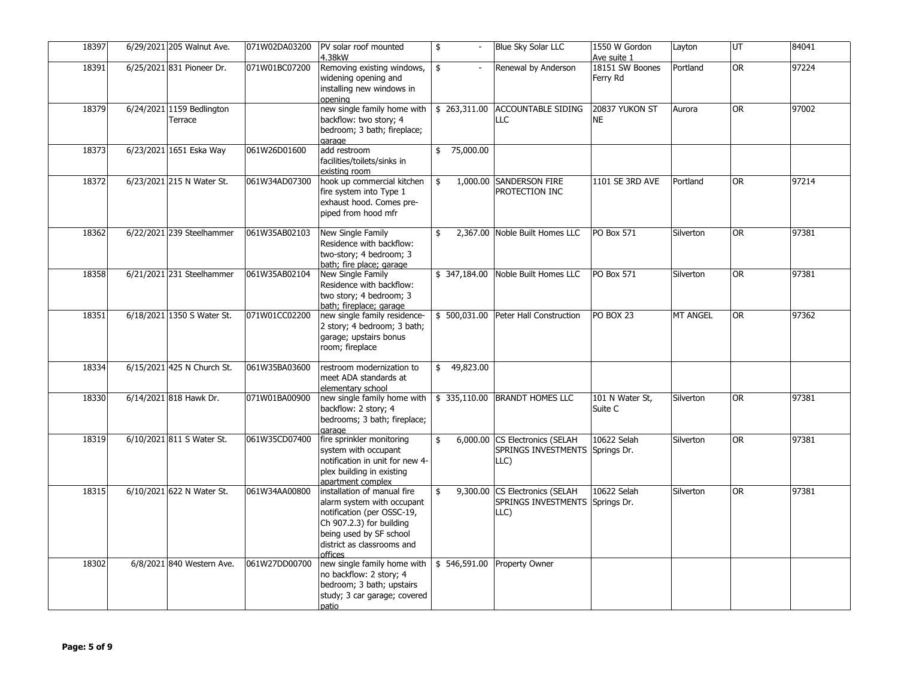| | | | | | | | | | |
|---|---|---|---|---|---|---|---|---|---|
| 18397 | 6/29/2021 | 205 Walnut Ave. | 071W02DA03200 | PV solar roof mounted 4.38kW | $ - | Blue Sky Solar LLC | 1550 W Gordon Ave suite 1 | Layton | UT | 84041 |
| 18391 | 6/25/2021 | 831 Pioneer Dr. | 071W01BC07200 | Removing existing windows, widening opening and installing new windows in opening | $ - | Renewal by Anderson | 18151 SW Boones Ferry Rd | Portland | OR | 97224 |
| 18379 | 6/24/2021 | 1159 Bedlington Terrace | | new single family home with backflow: two story; 4 bedroom; 3 bath; fireplace; garage | $ 263,311.00 | ACCOUNTABLE SIDING LLC | 20837 YUKON ST NE | Aurora | OR | 97002 |
| 18373 | 6/23/2021 | 1651 Eska Way | 061W26D01600 | add restroom facilities/toilets/sinks in existing room | $ 75,000.00 | | | | | |
| 18372 | 6/23/2021 | 215 N Water St. | 061W34AD07300 | hook up commercial kitchen fire system into Type 1 exhaust hood. Comes pre-piped from hood mfr | $ 1,000.00 | SANDERSON FIRE PROTECTION INC | 1101 SE 3RD AVE | Portland | OR | 97214 |
| 18362 | 6/22/2021 | 239 Steelhammer | 061W35AB02103 | New Single Family Residence with backflow: two-story; 4 bedroom; 3 bath; fire place; garage | $ 2,367.00 | Noble Built Homes LLC | PO Box 571 | Silverton | OR | 97381 |
| 18358 | 6/21/2021 | 231 Steelhammer | 061W35AB02104 | New Single Family Residence with backflow: two story; 4 bedroom; 3 bath; fireplace; garage | $ 347,184.00 | Noble Built Homes LLC | PO Box 571 | Silverton | OR | 97381 |
| 18351 | 6/18/2021 | 1350 S Water St. | 071W01CC02200 | new single family residence-2 story; 4 bedroom; 3 bath; garage; upstairs bonus room; fireplace | $ 500,031.00 | Peter Hall Construction | PO BOX 23 | MT ANGEL | OR | 97362 |
| 18334 | 6/15/2021 | 425 N Church St. | 061W35BA03600 | restroom modernization to meet ADA standards at elementary school | $ 49,823.00 | | | | | |
| 18330 | 6/14/2021 | 818 Hawk Dr. | 071W01BA00900 | new single family home with backflow: 2 story; 4 bedrooms; 3 bath; fireplace; garage | $ 335,110.00 | BRANDT HOMES LLC | 101 N Water St, Suite C | Silverton | OR | 97381 |
| 18319 | 6/10/2021 | 811 S Water St. | 061W35CD07400 | fire sprinkler monitoring system with occupant notification in unit for new 4-plex building in existing apartment complex | $ 6,000.00 | CS Electronics (SELAH SPRINGS INVESTMENTS LLC) | 10622 Selah Springs Dr. | Silverton | OR | 97381 |
| 18315 | 6/10/2021 | 622 N Water St. | 061W34AA00800 | installation of manual fire alarm system with occupant notification (per OSSC-19, Ch 907.2.3) for building being used by SF school district as classrooms and offices | $ 9,300.00 | CS Electronics (SELAH SPRINGS INVESTMENTS LLC) | 10622 Selah Springs Dr. | Silverton | OR | 97381 |
| 18302 | 6/8/2021 | 840 Western Ave. | 061W27DD00700 | new single family home with no backflow: 2 story; 4 bedroom; 3 bath; upstairs study; 3 car garage; covered patio | $ 546,591.00 | Property Owner | | | | |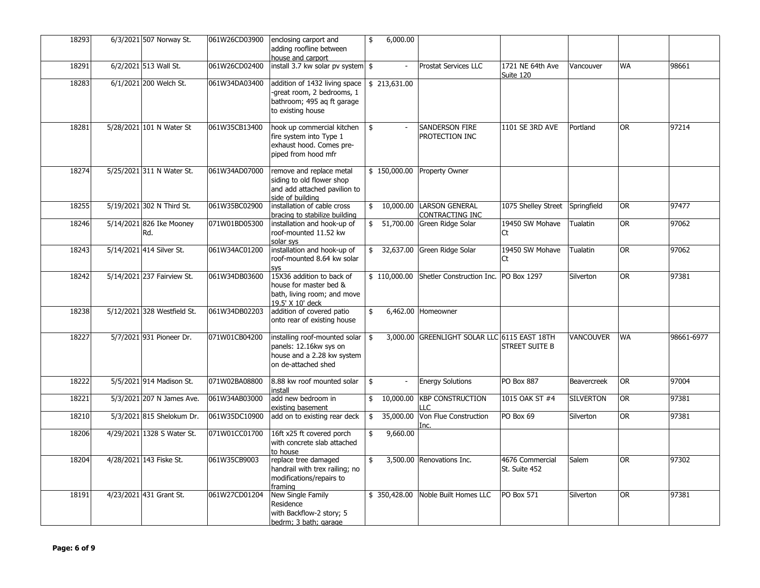| | | | | | | | | | |
|---|---|---|---|---|---|---|---|---|---|
| 18293 | 6/3/2021 | 507 Norway St. | 061W26CD03900 | enclosing carport and adding roofline between house and carport | $ 6,000.00 | | | | | |
| 18291 | 6/2/2021 | 513 Wall St. | 061W26CD02400 | install 3.7 kw solar pv system | $ - | Prostat Services LLC | 1721 NE 64th Ave Suite 120 | Vancouver | WA | 98661 |
| 18283 | 6/1/2021 | 200 Welch St. | 061W34DA03400 | addition of 1432 living space -great room, 2 bedrooms, 1 bathroom; 495 aq ft garage to existing house | $ 213,631.00 | | | | | |
| 18281 | 5/28/2021 | 101 N Water St | 061W35CB13400 | hook up commercial kitchen fire system into Type 1 exhaust hood. Comes pre-piped from hood mfr | $ - | SANDERSON FIRE PROTECTION INC | 1101 SE 3RD AVE | Portland | OR | 97214 |
| 18274 | 5/25/2021 | 311 N Water St. | 061W34AD07000 | remove and replace metal siding to old flower shop and add attached pavilion to side of building | $ 150,000.00 | Property Owner | | | | |
| 18255 | 5/19/2021 | 302 N Third St. | 061W35BC02900 | installation of cable cross bracing to stabilize building | $ 10,000.00 | LARSON GENERAL CONTRACTING INC | 1075 Shelley Street | Springfield | OR | 97477 |
| 18246 | 5/14/2021 | 826 Ike Mooney Rd. | 071W01BD05300 | installation and hook-up of roof-mounted 11.52 kw solar sys | $ 51,700.00 | Green Ridge Solar | 19450 SW Mohave Ct | Tualatin | OR | 97062 |
| 18243 | 5/14/2021 | 414 Silver St. | 061W34AC01200 | installation and hook-up of roof-mounted 8.64 kw solar sys | $ 32,637.00 | Green Ridge Solar | 19450 SW Mohave Ct | Tualatin | OR | 97062 |
| 18242 | 5/14/2021 | 237 Fairview St. | 061W34DB03600 | 15X36 addition to back of house for master bed & bath, living room; and move 19.5' X 10' deck | $ 110,000.00 | Shetler Construction Inc. | PO Box 1297 | Silverton | OR | 97381 |
| 18238 | 5/12/2021 | 328 Westfield St. | 061W34DB02203 | addition of covered patio onto rear of existing house | $ 6,462.00 | Homeowner | | | | |
| 18227 | 5/7/2021 | 931 Pioneer Dr. | 071W01CB04200 | installing roof-mounted solar panels: 12.16kw sys on house and a 2.28 kw system on de-attached shed | $ 3,000.00 | GREENLIGHT SOLAR LLC | 6115 EAST 18TH STREET SUITE B | VANCOUVER | WA | 98661-6977 |
| 18222 | 5/5/2021 | 914 Madison St. | 071W02BA08800 | 8.88 kw roof mounted solar install | $ - | Energy Solutions | PO Box 887 | Beavercreek | OR | 97004 |
| 18221 | 5/3/2021 | 207 N James Ave. | 061W34AB03000 | add new bedroom in existing basement | $ 10,000.00 | KBP CONSTRUCTION LLC | 1015 OAK ST #4 | SILVERTON | OR | 97381 |
| 18210 | 5/3/2021 | 815 Shelokum Dr. | 061W35DC10900 | add on to existing rear deck | $ 35,000.00 | Von Flue Construction Inc. | PO Box 69 | Silverton | OR | 97381 |
| 18206 | 4/29/2021 | 1328 S Water St. | 071W01CC01700 | 16ft x25 ft covered porch with concrete slab attached to house | $ 9,660.00 | | | | | |
| 18204 | 4/28/2021 | 143 Fiske St. | 061W35CB9003 | replace tree damaged handrail with trex railing; no modifications/repairs to framing | $ 3,500.00 | Renovations Inc. | 4676 Commercial St. Suite 452 | Salem | OR | 97302 |
| 18191 | 4/23/2021 | 431 Grant St. | 061W27CD01204 | New Single Family Residence with Backflow-2 story; 5 bedrm; 3 bath; garage | $ 350,428.00 | Noble Built Homes LLC | PO Box 571 | Silverton | OR | 97381 |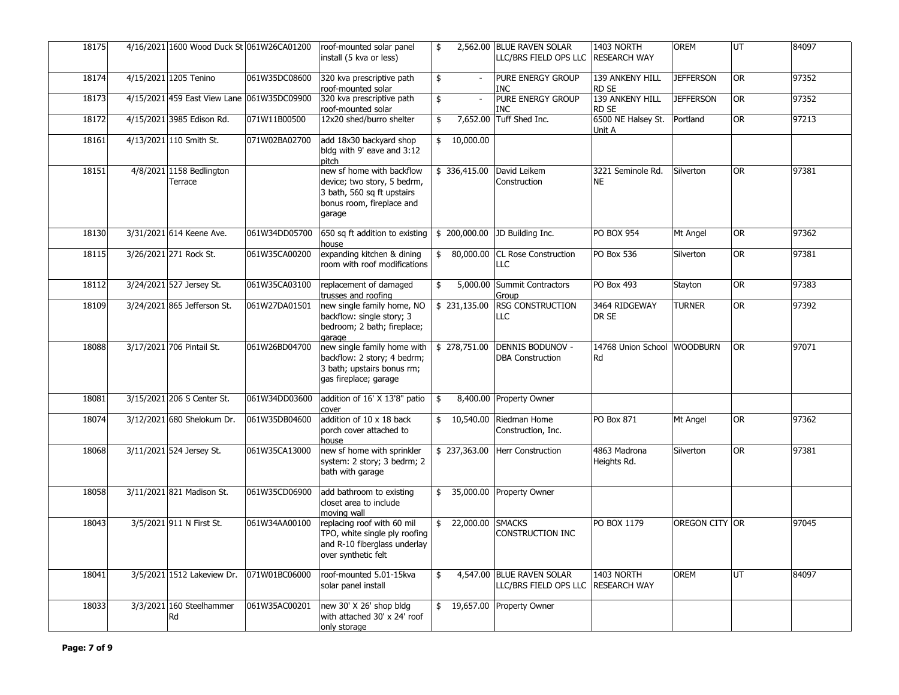| | | | | | | | | | | |
|---|---|---|---|---|---|---|---|---|---|---|
| 18175 | 4/16/2021 | 1600 Wood Duck St | 061W26CA01200 | roof-mounted solar panel install (5 kva or less) | $ 2,562.00 | BLUE RAVEN SOLAR LLC/BRS FIELD OPS LLC | 1403 NORTH RESEARCH WAY | OREM | UT | 84097 |
| 18174 | 4/15/2021 | 1205 Tenino | 061W35DC08600 | 320 kva prescriptive path roof-mounted solar | $ - | PURE ENERGY GROUP INC | 139 ANKENY HILL RD SE | JEFFERSON | OR | 97352 |
| 18173 | 4/15/2021 | 459 East View Lane | 061W35DC09900 | 320 kva prescriptive path roof-mounted solar | $ - | PURE ENERGY GROUP INC | 139 ANKENY HILL RD SE | JEFFERSON | OR | 97352 |
| 18172 | 4/15/2021 | 3985 Edison Rd. | 071W11B00500 | 12x20 shed/burro shelter | $ 7,652.00 | Tuff Shed Inc. | 6500 NE Halsey St. Unit A | Portland | OR | 97213 |
| 18161 | 4/13/2021 | 110 Smith St. | 071W02BA02700 | add 18x30 backyard shop bldg with 9' eave and 3:12 pitch | $ 10,000.00 | | | | | |
| 18151 | 4/8/2021 | 1158 Bedlington Terrace | | new sf home with backflow device; two story, 5 bedrm, 3 bath, 560 sq ft upstairs bonus room, fireplace and garage | $ 336,415.00 | David Leikem Construction | 3221 Seminole Rd. NE | Silverton | OR | 97381 |
| 18130 | 3/31/2021 | 614 Keene Ave. | 061W34DD05700 | 650 sq ft addition to existing house | $ 200,000.00 | JD Building Inc. | PO BOX 954 | Mt Angel | OR | 97362 |
| 18115 | 3/26/2021 | 271 Rock St. | 061W35CA00200 | expanding kitchen & dining room with roof modifications | $ 80,000.00 | CL Rose Construction LLC | PO Box 536 | Silverton | OR | 97381 |
| 18112 | 3/24/2021 | 527 Jersey St. | 061W35CA03100 | replacement of damaged trusses and roofing | $ 5,000.00 | Summit Contractors Group | PO Box 493 | Stayton | OR | 97383 |
| 18109 | 3/24/2021 | 865 Jefferson St. | 061W27DA01501 | new single family home, NO backflow: single story; 3 bedroom; 2 bath; fireplace; garage | $ 231,135.00 | RSG CONSTRUCTION LLC | 3464 RIDGEWAY DR SE | TURNER | OR | 97392 |
| 18088 | 3/17/2021 | 706 Pintail St. | 061W26BD04700 | new single family home with backflow: 2 story; 4 bedrm; 3 bath; upstairs bonus rm; gas fireplace; garage | $ 278,751.00 | DENNIS BODUNOV - DBA Construction | 14768 Union School Rd | WOODBURN | OR | 97071 |
| 18081 | 3/15/2021 | 206 S Center St. | 061W34DD03600 | addition of 16' X 13'8" patio cover | $ 8,400.00 | Property Owner | | | | |
| 18074 | 3/12/2021 | 680 Shelokum Dr. | 061W35DB04600 | addition of 10 x 18 back porch cover attached to house | $ 10,540.00 | Riedman Home Construction, Inc. | PO Box 871 | Mt Angel | OR | 97362 |
| 18068 | 3/11/2021 | 524 Jersey St. | 061W35CA13000 | new sf home with sprinkler system: 2 story; 3 bedrm; 2 bath with garage | $ 237,363.00 | Herr Construction | 4863 Madrona Heights Rd. | Silverton | OR | 97381 |
| 18058 | 3/11/2021 | 821 Madison St. | 061W35CD06900 | add bathroom to existing closet area to include moving wall | $ 35,000.00 | Property Owner | | | | |
| 18043 | 3/5/2021 | 911 N First St. | 061W34AA00100 | replacing roof with 60 mil TPO, white single ply roofing and R-10 fiberglass underlay over synthetic felt | $ 22,000.00 | SMACKS CONSTRUCTION INC | PO BOX 1179 | OREGON CITY | OR | 97045 |
| 18041 | 3/5/2021 | 1512 Lakeview Dr. | 071W01BC06000 | roof-mounted 5.01-15kva solar panel install | $ 4,547.00 | BLUE RAVEN SOLAR LLC/BRS FIELD OPS LLC | 1403 NORTH RESEARCH WAY | OREM | UT | 84097 |
| 18033 | 3/3/2021 | 160 Steelhammer Rd | 061W35AC00201 | new 30' X 26' shop bldg with attached 30' x 24' roof only storage | $ 19,657.00 | Property Owner | | | | |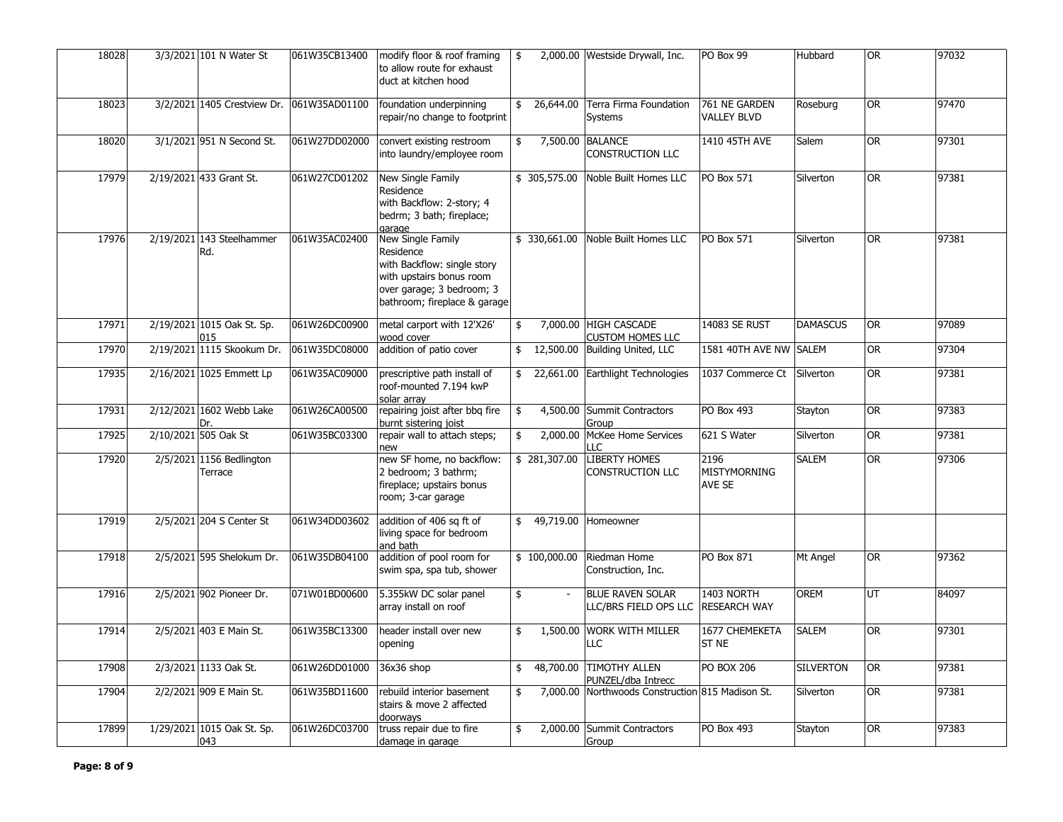| | | | | | | | | | |
|---|---|---|---|---|---|---|---|---|---|
| 18028 | 3/3/2021 | 101 N Water St | 061W35CB13400 | modify floor & roof framing to allow route for exhaust duct at kitchen hood | $ 2,000.00 | Westside Drywall, Inc. | PO Box 99 | Hubbard | OR | 97032 |
| 18023 | 3/2/2021 | 1405 Crestview Dr. | 061W35AD01100 | foundation underpinning repair/no change to footprint | $ 26,644.00 | Terra Firma Foundation Systems | 761 NE GARDEN VALLEY BLVD | Roseburg | OR | 97470 |
| 18020 | 3/1/2021 | 951 N Second St. | 061W27DD02000 | convert existing restroom into laundry/employee room | $ 7,500.00 | BALANCE CONSTRUCTION LLC | 1410 45TH AVE | Salem | OR | 97301 |
| 17979 | 2/19/2021 | 433 Grant St. | 061W27CD01202 | New Single Family Residence with Backflow: 2-story; 4 bedrm; 3 bath; fireplace; garage | $ 305,575.00 | Noble Built Homes LLC | PO Box 571 | Silverton | OR | 97381 |
| 17976 | 2/19/2021 | 143 Steelhammer Rd. | 061W35AC02400 | New Single Family Residence with Backflow: single story with upstairs bonus room over garage; 3 bedroom; 3 bathroom; fireplace & garage | $ 330,661.00 | Noble Built Homes LLC | PO Box 571 | Silverton | OR | 97381 |
| 17971 | 2/19/2021 | 1015 Oak St. Sp. 015 | 061W26DC00900 | metal carport with 12'X26' wood cover | $ 7,000.00 | HIGH CASCADE CUSTOM HOMES LLC | 14083 SE RUST | DAMASCUS | OR | 97089 |
| 17970 | 2/19/2021 | 1115 Skookum Dr. | 061W35DC08000 | addition of patio cover | $ 12,500.00 | Building United, LLC | 1581 40TH AVE NW | SALEM | OR | 97304 |
| 17935 | 2/16/2021 | 1025 Emmett Lp | 061W35AC09000 | prescriptive path install of roof-mounted 7.194 kwP solar array | $ 22,661.00 | Earthlight Technologies | 1037 Commerce Ct | Silverton | OR | 97381 |
| 17931 | 2/12/2021 | 1602 Webb Lake Dr. | 061W26CA00500 | repairing joist after bbq fire burnt sistering joist | $ 4,500.00 | Summit Contractors Group | PO Box 493 | Stayton | OR | 97383 |
| 17925 | 2/10/2021 | 505 Oak St | 061W35BC03300 | repair wall to attach steps; new | $ 2,000.00 | McKee Home Services LLC | 621 S Water | Silverton | OR | 97381 |
| 17920 | 2/5/2021 | 1156 Bedlington Terrace | | new SF home, no backflow: 2 bedroom; 3 bathrm; fireplace; upstairs bonus room; 3-car garage | $ 281,307.00 | LIBERTY HOMES CONSTRUCTION LLC | 2196 MISTYMORNING AVE SE | SALEM | OR | 97306 |
| 17919 | 2/5/2021 | 204 S Center St | 061W34DD03602 | addition of 406 sq ft of living space for bedroom and bath | $ 49,719.00 | Homeowner | | | | |
| 17918 | 2/5/2021 | 595 Shelokum Dr. | 061W35DB04100 | addition of pool room for swim spa, spa tub, shower | $ 100,000.00 | Riedman Home Construction, Inc. | PO Box 871 | Mt Angel | OR | 97362 |
| 17916 | 2/5/2021 | 902 Pioneer Dr. | 071W01BD00600 | 5.355kW DC solar panel array install on roof | $ - | BLUE RAVEN SOLAR LLC/BRS FIELD OPS LLC | 1403 NORTH RESEARCH WAY | OREM | UT | 84097 |
| 17914 | 2/5/2021 | 403 E Main St. | 061W35BC13300 | header install over new opening | $ 1,500.00 | WORK WITH MILLER LLC | 1677 CHEMEKETA ST NE | SALEM | OR | 97301 |
| 17908 | 2/3/2021 | 1133 Oak St. | 061W26DD01000 | 36x36 shop | $ 48,700.00 | TIMOTHY ALLEN PUNZEL/dba Intrecc | PO BOX 206 | SILVERTON | OR | 97381 |
| 17904 | 2/2/2021 | 909 E Main St. | 061W35BD11600 | rebuild interior basement stairs & move 2 affected doorways | $ 7,000.00 | Northwoods Construction | 815 Madison St. | Silverton | OR | 97381 |
| 17899 | 1/29/2021 | 1015 Oak St. Sp. 043 | 061W26DC03700 | truss repair due to fire damage in garage | $ 2,000.00 | Summit Contractors Group | PO Box 493 | Stayton | OR | 97383 |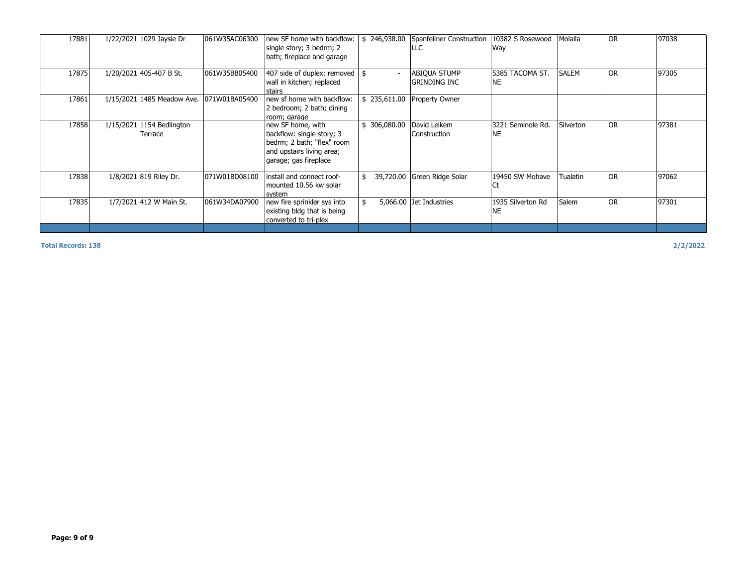| | | | | | | | | | | |
|---|---|---|---|---|---|---|---|---|---|---|
| 17881 | 1/22/2021 | 1029 Jaysie Dr | 061W35AC06300 | new SF home with backflow: single story; 3 bedrm; 2 bath; fireplace and garage | $ 246,938.00 | Spanfellner Construction LLC | 10382 S Rosewood Way | Molalla | OR | 97038 |
| 17875 | 1/20/2021 | 405-407 B St. | 061W35BB05400 | 407 side of duplex: removed wall in kitchen; replaced stairs | $ - | ABIQUA STUMP GRINDING INC | 5385 TACOMA ST. NE | SALEM | OR | 97305 |
| 17861 | 1/15/2021 | 1485 Meadow Ave. | 071W01BA05400 | new sf home with backflow: 2 bedroom; 2 bath; dining room; garage | $ 235,611.00 | Property Owner | | | | |
| 17858 | 1/15/2021 | 1154 Bedlington Terrace | | new SF home, with backflow: single story; 3 bedrm; 2 bath; "flex" room and upstairs living area; garage; gas fireplace | $ 306,080.00 | David Leikem Construction | 3221 Seminole Rd. NE | Silverton | OR | 97381 |
| 17838 | 1/8/2021 | 819 Riley Dr. | 071W01BD08100 | install and connect roof-mounted 10.56 kw solar system | $ 39,720.00 | Green Ridge Solar | 19450 SW Mohave Ct | Tualatin | OR | 97062 |
| 17835 | 1/7/2021 | 412 W Main St. | 061W34DA07900 | new fire sprinkler sys into existing bldg that is being converted to tri-plex | $ 5,066.00 | Jet Industries | 1935 Silverton Rd NE | Salem | OR | 97301 |

**Total Records: 138**

**2/2/2022**